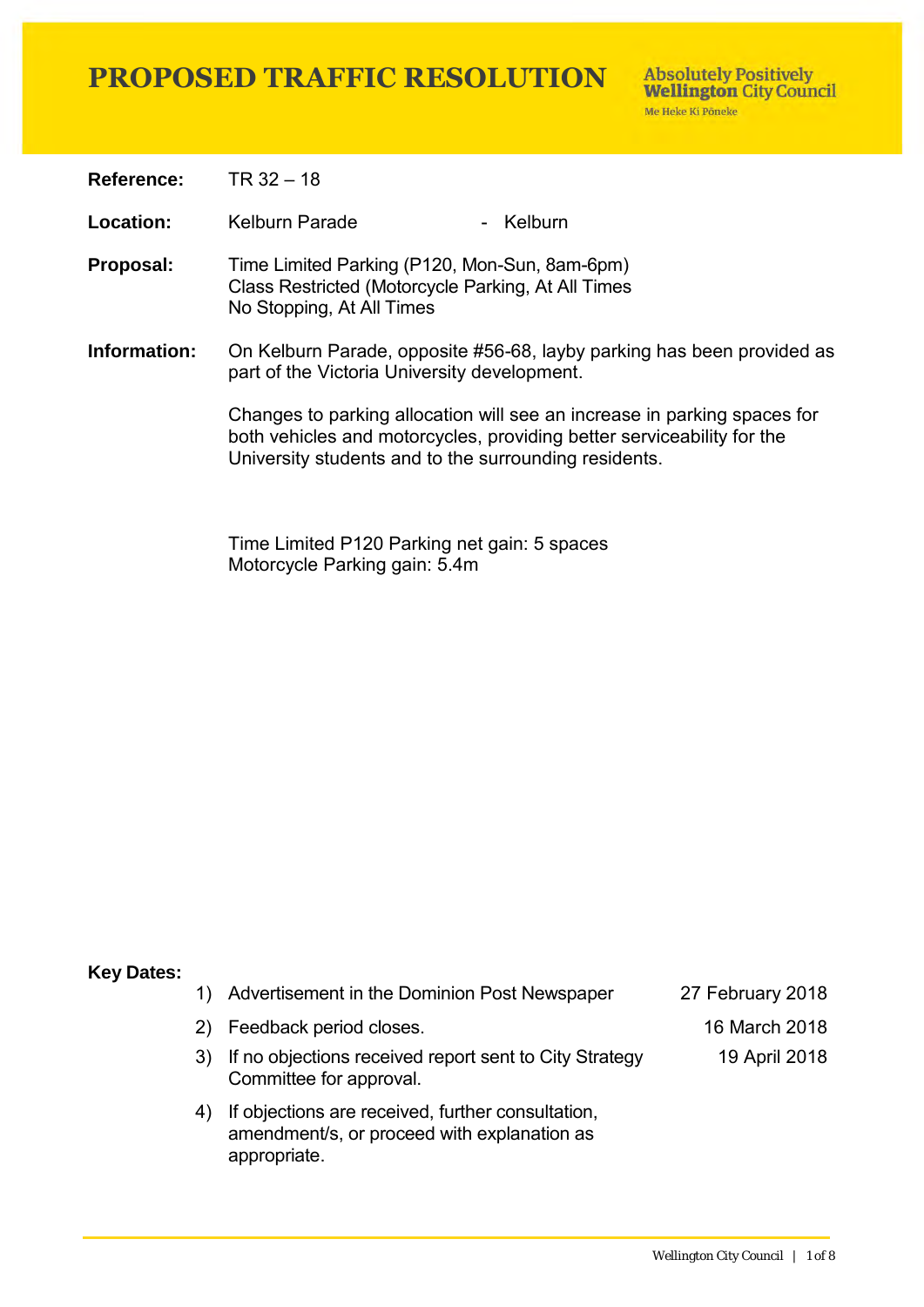# PROPOSED TRAFFIC RESOLUTION

Absolutely Positively **Wellington** City Council
Me Heke Ki Pōneke

**Reference:** TR 32 – 18

**Location:** Kelburn Parade - Kelburn

**Proposal:** Time Limited Parking (P120, Mon-Sun, 8am-6pm)
Class Restricted (Motorcycle Parking, At All Times
No Stopping, At All Times

**Information:** On Kelburn Parade, opposite #56-68, layby parking has been provided as part of the Victoria University development.

Changes to parking allocation will see an increase in parking spaces for both vehicles and motorcycles, providing better serviceability for the University students and to the surrounding residents.

Time Limited P120 Parking net gain: 5 spaces
Motorcycle Parking gain: 5.4m

**Key Dates:**

1) Advertisement in the Dominion Post Newspaper — 27 February 2018
2) Feedback period closes. — 16 March 2018
3) If no objections received report sent to City Strategy Committee for approval. — 19 April 2018
4) If objections are received, further consultation, amendment/s, or proceed with explanation as appropriate.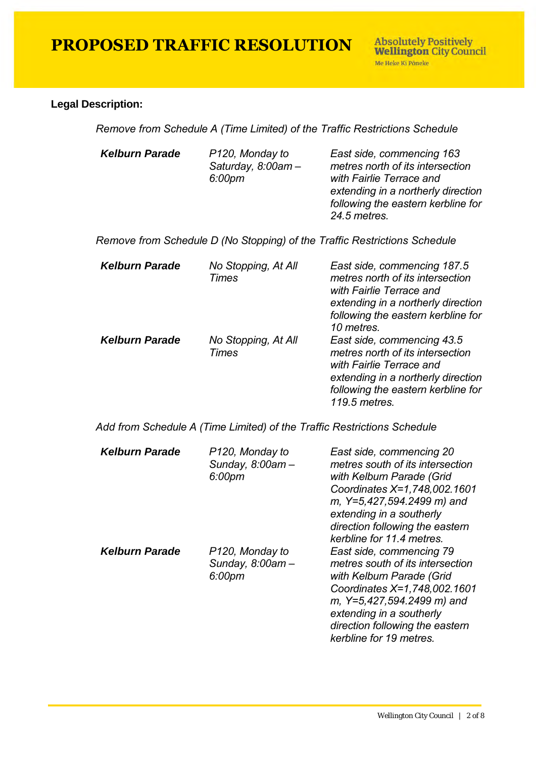**Legal Description:**

*Remove from Schedule A (Time Limited) of the Traffic Restrictions Schedule*

| | | |
|---|---|---|
| ***Kelburn Parade*** | *P120, Monday to Saturday, 8:00am – 6:00pm* | *East side, commencing 163 metres north of its intersection with Fairlie Terrace and extending in a northerly direction following the eastern kerbline for 24.5 metres.* |

*Remove from Schedule D (No Stopping) of the Traffic Restrictions Schedule*

| | | |
|---|---|---|
| ***Kelburn Parade*** | *No Stopping, At All Times* | *East side, commencing 187.5 metres north of its intersection with Fairlie Terrace and extending in a northerly direction following the eastern kerbline for 10 metres.* |
| ***Kelburn Parade*** | *No Stopping, At All Times* | *East side, commencing 43.5 metres north of its intersection with Fairlie Terrace and extending in a northerly direction following the eastern kerbline for 119.5 metres.* |

*Add from Schedule A (Time Limited) of the Traffic Restrictions Schedule*

| | | |
|---|---|---|
| ***Kelburn Parade*** | *P120, Monday to Sunday, 8:00am – 6:00pm* | *East side, commencing 20 metres south of its intersection with Kelburn Parade (Grid Coordinates X=1,748,002.1601 m, Y=5,427,594.2499 m) and extending in a southerly direction following the eastern kerbline for 11.4 metres.* |
| ***Kelburn Parade*** | *P120, Monday to Sunday, 8:00am – 6:00pm* | *East side, commencing 79 metres south of its intersection with Kelburn Parade (Grid Coordinates X=1,748,002.1601 m, Y=5,427,594.2499 m) and extending in a southerly direction following the eastern kerbline for 19 metres.* |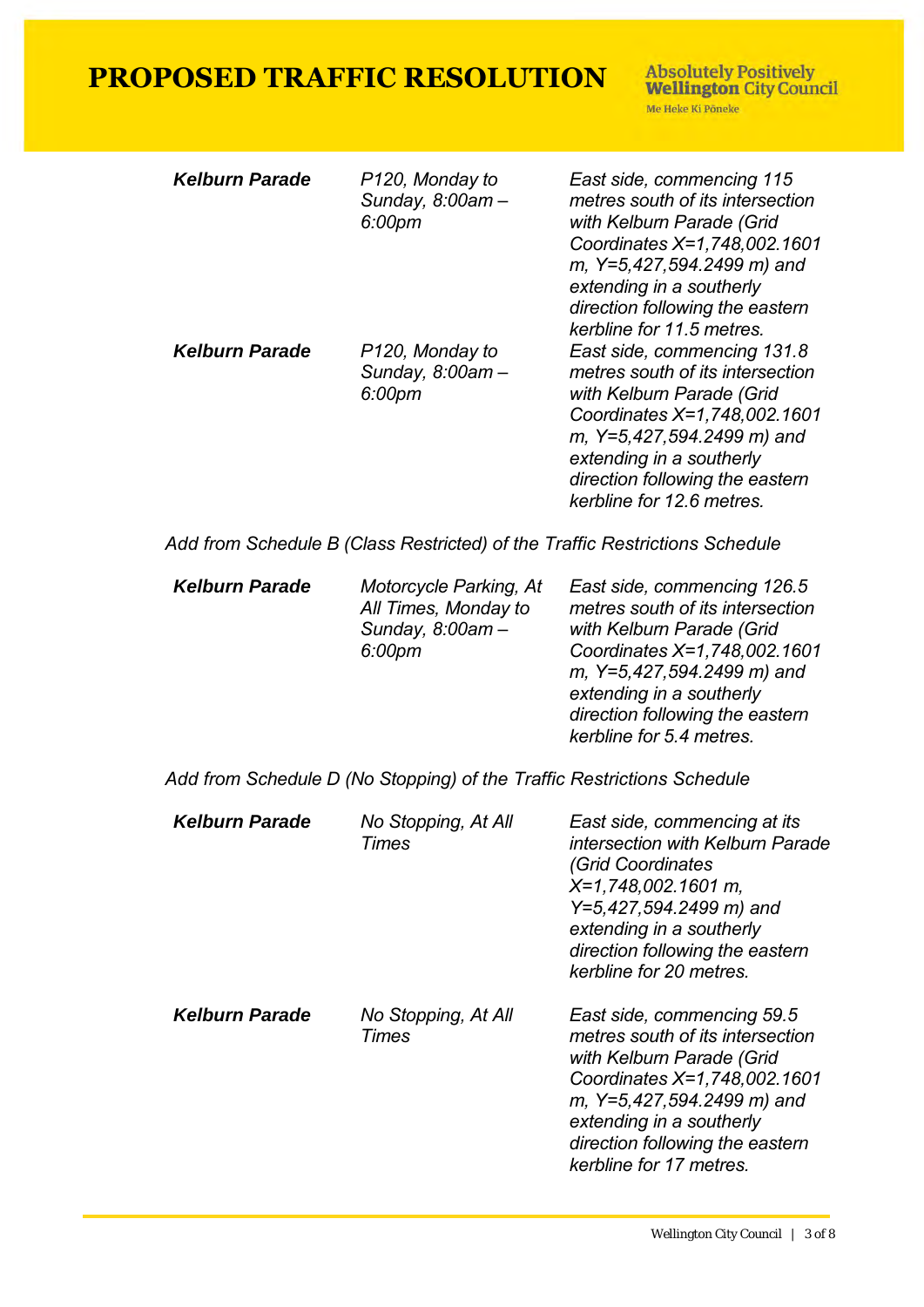| | | |
|---|---|---|
| ***Kelburn Parade*** | *P120, Monday to Sunday, 8:00am – 6:00pm* | *East side, commencing 115 metres south of its intersection with Kelburn Parade (Grid Coordinates X=1,748,002.1601 m, Y=5,427,594.2499 m) and extending in a southerly direction following the eastern kerbline for 11.5 metres.* |
| ***Kelburn Parade*** | *P120, Monday to Sunday, 8:00am – 6:00pm* | *East side, commencing 131.8 metres south of its intersection with Kelburn Parade (Grid Coordinates X=1,748,002.1601 m, Y=5,427,594.2499 m) and extending in a southerly direction following the eastern kerbline for 12.6 metres.* |

*Add from Schedule B (Class Restricted) of the Traffic Restrictions Schedule*

| | | |
|---|---|---|
| ***Kelburn Parade*** | *Motorcycle Parking, At All Times, Monday to Sunday, 8:00am – 6:00pm* | *East side, commencing 126.5 metres south of its intersection with Kelburn Parade (Grid Coordinates X=1,748,002.1601 m, Y=5,427,594.2499 m) and extending in a southerly direction following the eastern kerbline for 5.4 metres.* |

*Add from Schedule D (No Stopping) of the Traffic Restrictions Schedule*

| | | |
|---|---|---|
| ***Kelburn Parade*** | *No Stopping, At All Times* | *East side, commencing at its intersection with Kelburn Parade (Grid Coordinates X=1,748,002.1601 m, Y=5,427,594.2499 m) and extending in a southerly direction following the eastern kerbline for 20 metres.* |
| ***Kelburn Parade*** | *No Stopping, At All Times* | *East side, commencing 59.5 metres south of its intersection with Kelburn Parade (Grid Coordinates X=1,748,002.1601 m, Y=5,427,594.2499 m) and extending in a southerly direction following the eastern kerbline for 17 metres.* |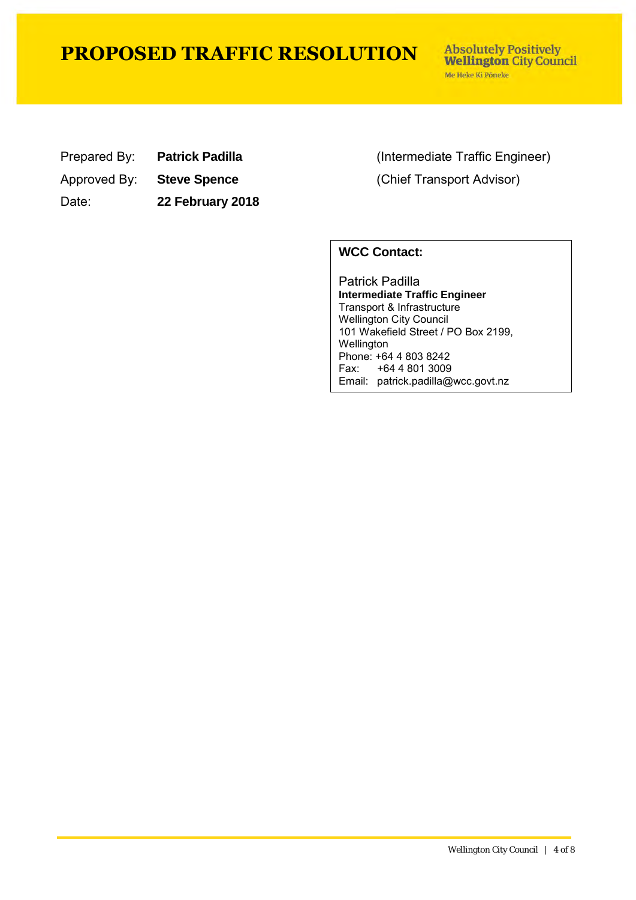# PROPOSED TRAFFIC RESOLUTION

Absolutely Positively **Wellington** City Council
Me Heke Ki Pōneke

| | | |
|---|---|---|
| Prepared By: | **Patrick Padilla** | (Intermediate Traffic Engineer) |
| Approved By: | **Steve Spence** | (Chief Transport Advisor) |
| Date: | **22 February 2018** | |

**WCC Contact:**

Patrick Padilla
**Intermediate Traffic Engineer**
Transport & Infrastructure
Wellington City Council
101 Wakefield Street / PO Box 2199, Wellington
Phone: +64 4 803 8242
Fax: +64 4 801 3009
Email: patrick.padilla@wcc.govt.nz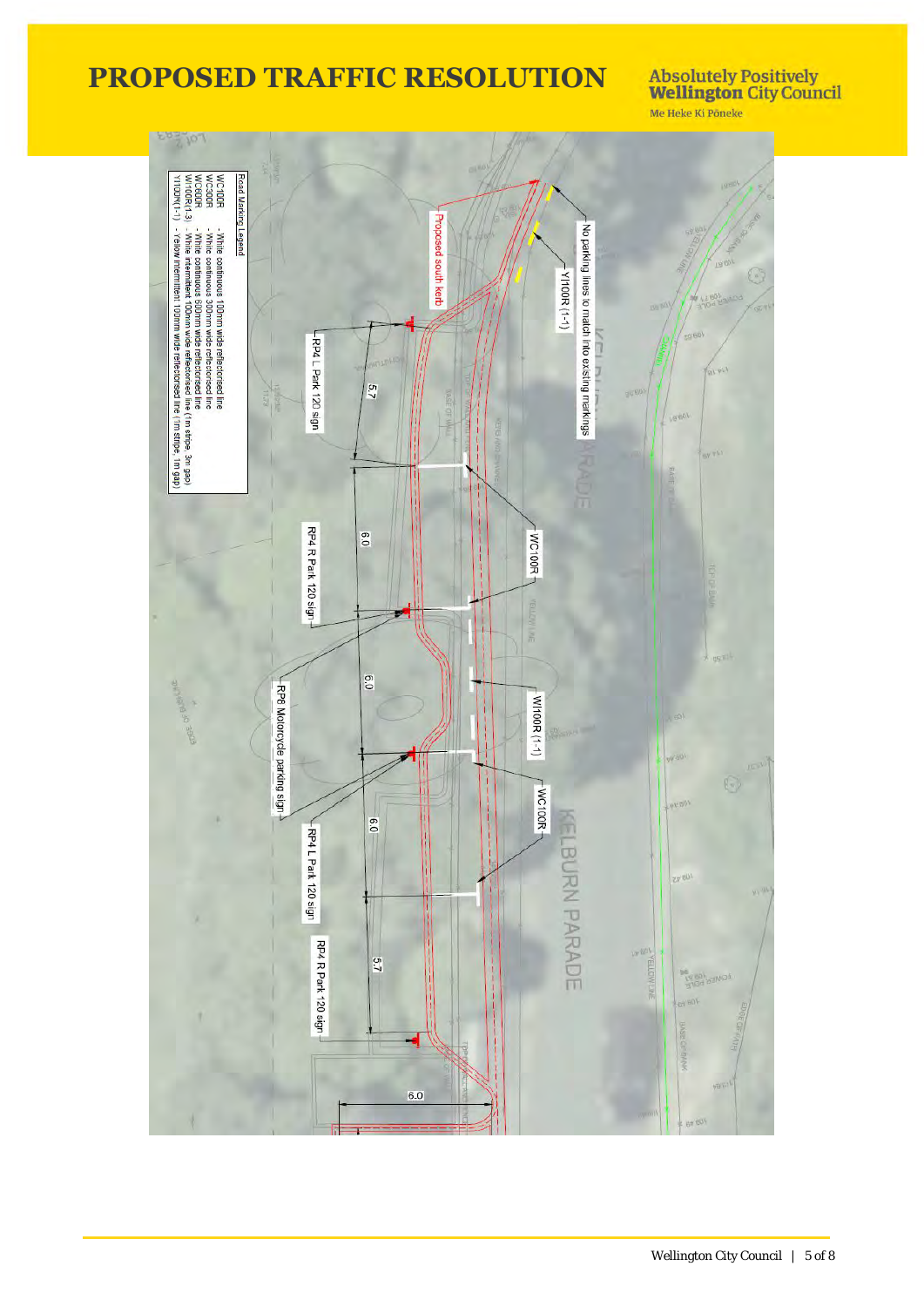# PROPOSED TRAFFIC RESOLUTION

**Road Marking Legend**

- WC100R - White continuous 100mm wide reflectorised line
- WC300R - White continuous 300mm wide reflectorised line
- WC600R - White continuous 600mm wide reflectorised line
- WI100R(1-3) - White intermittent 100mm wide reflectorised line (1m stripe, 3m gap)
- YI100R(1-1) - Yellow intermittent 100mm wide reflectorised line (1m stripe, 1m gap)

No parking lines to match into existing markings

YI100R (1-1)

Proposed south kerb

KELBURN PARADE

RP4 L Park 120 sign

5.7

WC100R

6.0

RP4 R Park 120 sign

6.0

WI100R (1-1)

RP8 Motorcycle parking sign

WC100R

6.0

RP4 L Park 120 sign

5.7

RP4 R Park 120 sign

6.0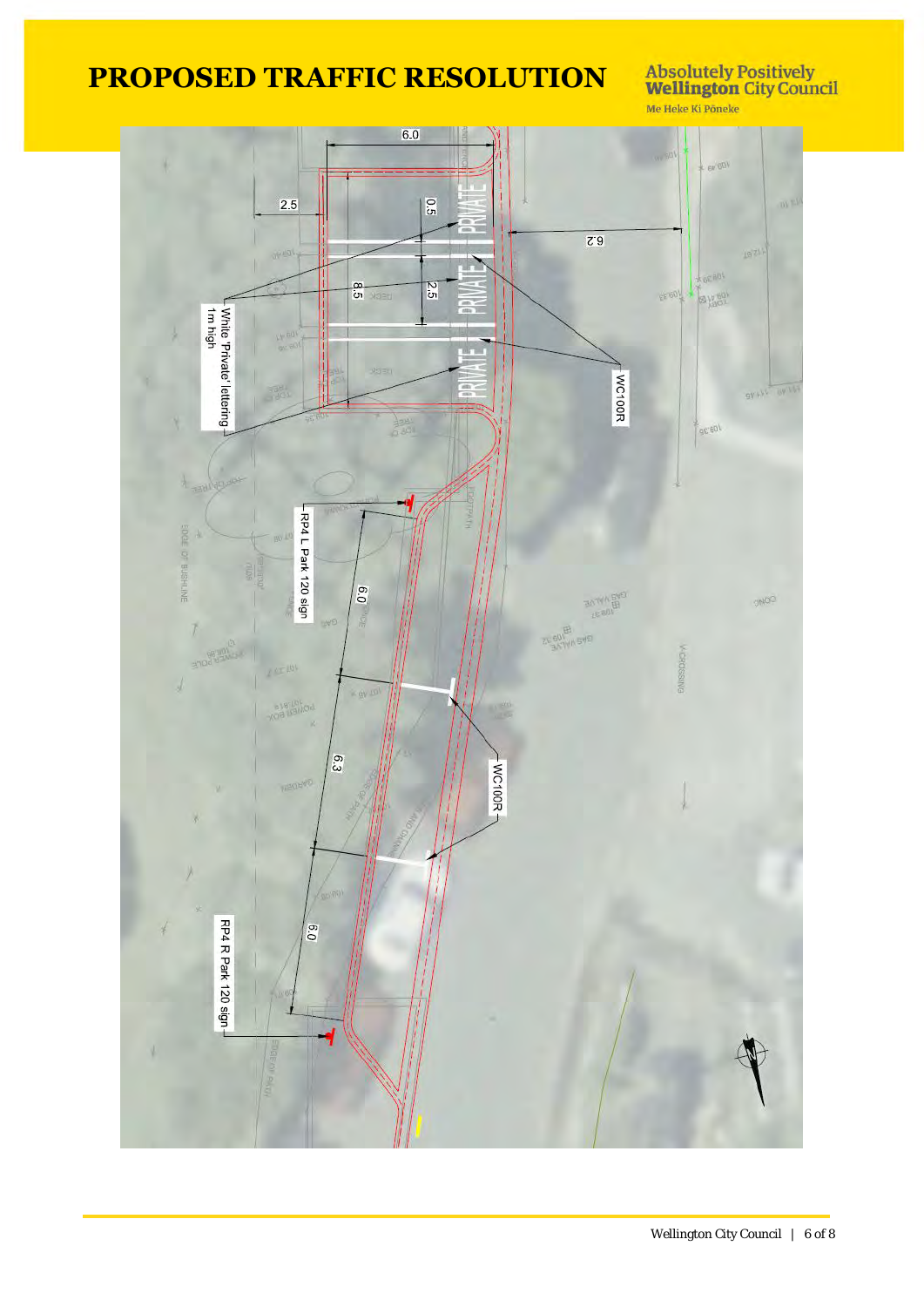# PROPOSED TRAFFIC RESOLUTION

Absolutely Positively **Wellington** City Council

Me Heke Ki Pōneke

6.0

2.5

0.5

6.2

8.5

2.5

PRIVATE

PRIVATE

PRIVATE

White 'Private' lettering 1m high

WC100R

RP4 L Park 120 sign

6.0

6.3

WC100R

6.0

RP4 R Park 120 sign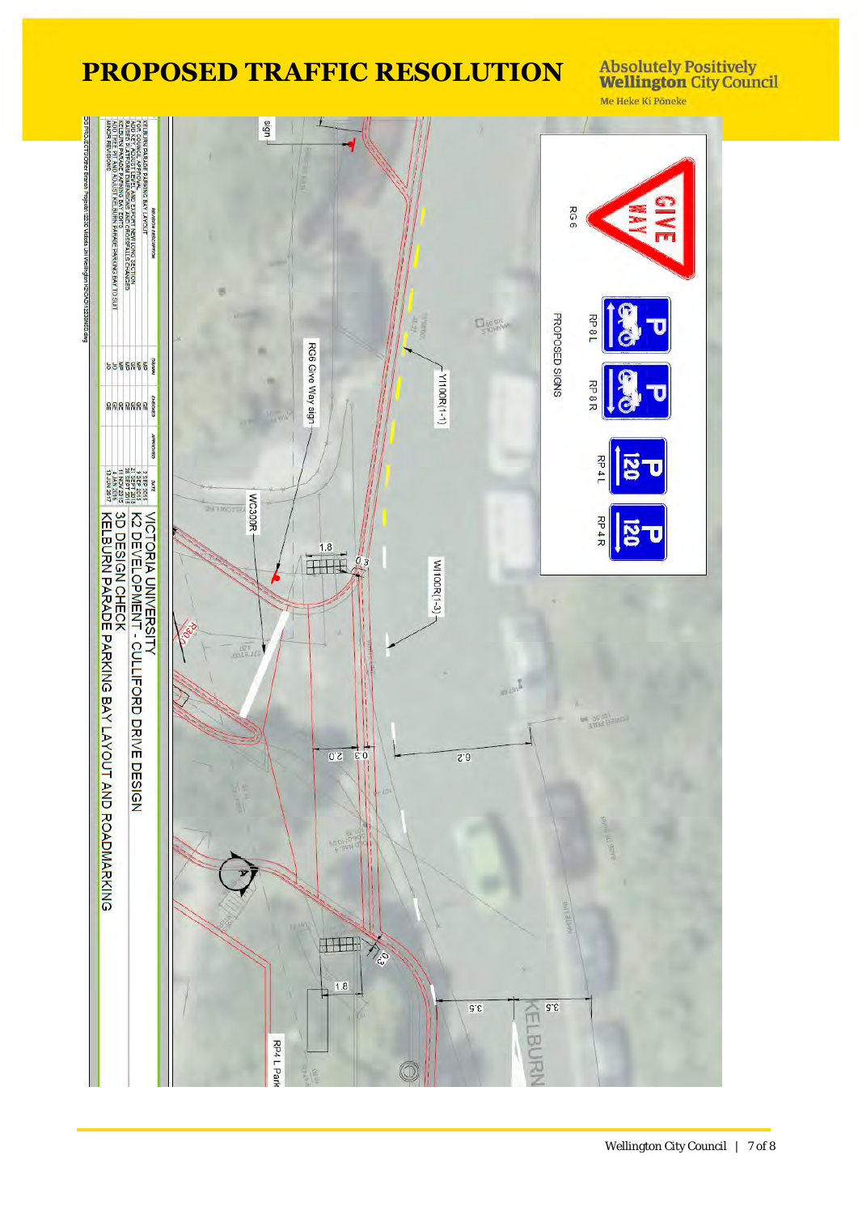# PROPOSED TRAFFIC RESOLUTION

Absolutely Positively **Wellington** City Council

Me Heke Ki Pōneke

PROPOSED SIGNS

RG 6

RP 8 L

RP 8 R

RP 4 L

RP 4 R

RG6 Give Way sign

Y100R(1-1)

W100R(1-3)

WC30R

RP4 L Park

sign

1.8

0.3

6.2

2.0

0.3

3.5

3.5

1.8

0.3

KELBURN

VICTORIA UNIVERSITY

K2 DEVELOPMENT - CULLIFORD DRIVE DESIGN

3D DESIGN CHECK

KELBURN PARADE PARKING BAY LAYOUT AND ROADMARKING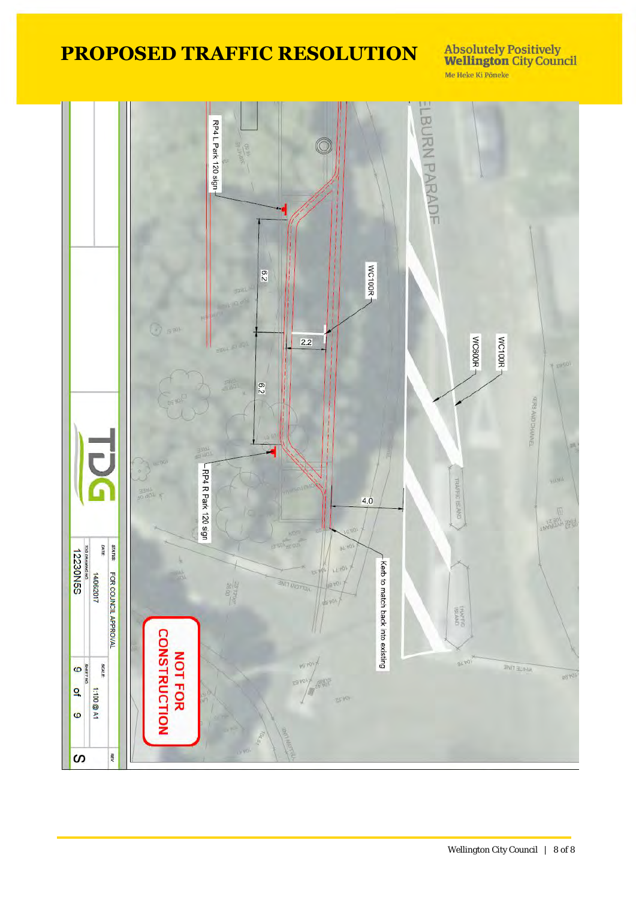# PROPOSED TRAFFIC RESOLUTION

Absolutely Positively **Wellington** City Council
Me Heke Ki Pōneke

ELBURN PARADE

RP4 L Park 120 sign

RP4 R Park 120 sign

WC100R

WC600R

WC100R

6.2

2.2

6.2

4.0

Kerb to match back into existing

TRAFFIC ISLAND

TRAFFIC ISLAND

NOT FOR CONSTRUCTION

TDG

STATUS: FOR COUNCIL APPROVAL

DATE: 14/06/2017

SCALE: 1:100 @ A1

TDG DRAWING NO: 12230N5S

SHEET NO: 9 of 9

REV: S